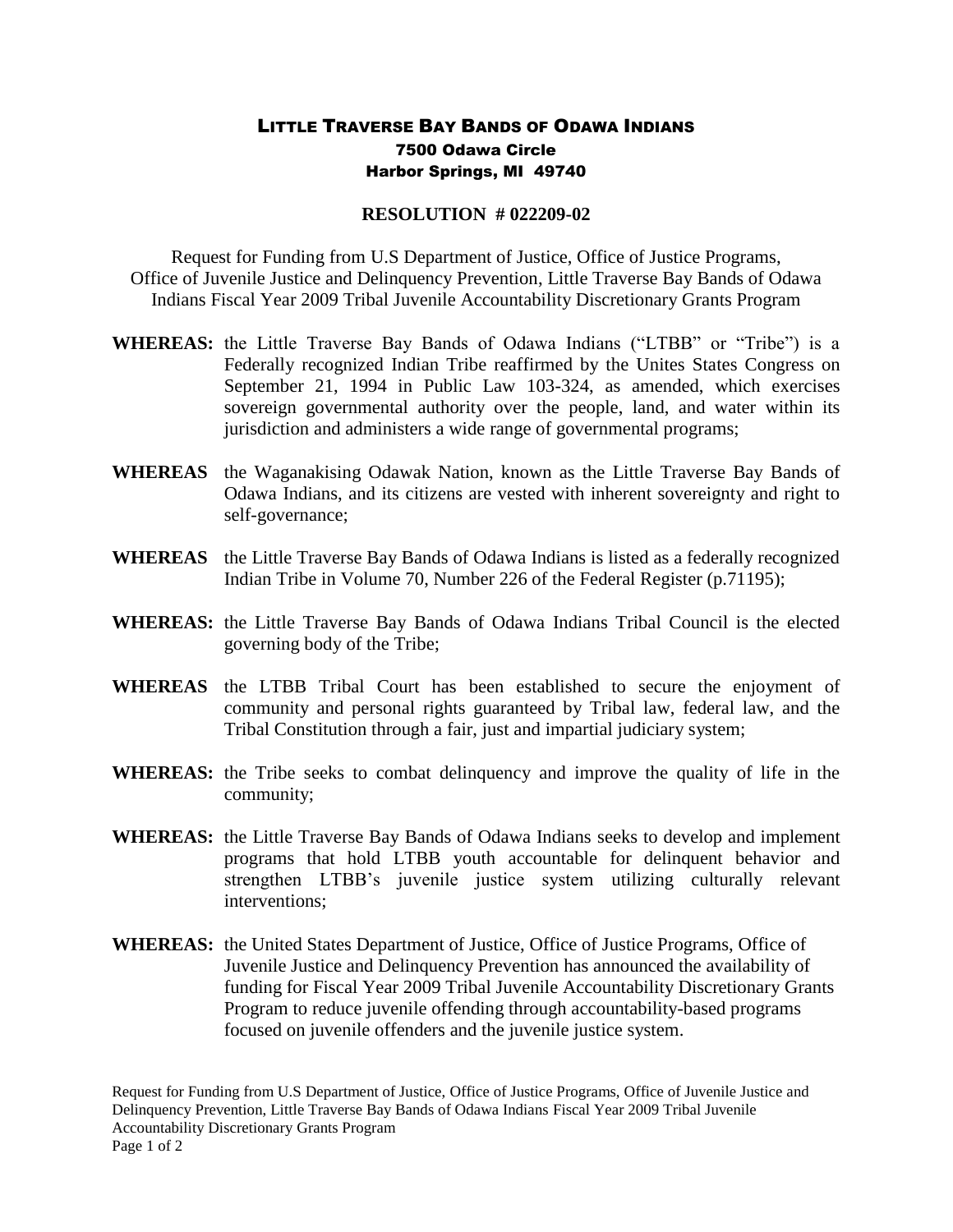# LITTLE TRAVERSE BAY BANDS OF ODAWA INDIANS

**7500 Odawa Circle**
**Harbor Springs, MI 49740**

## RESOLUTION # 022209-02

Request for Funding from U.S Department of Justice, Office of Justice Programs, Office of Juvenile Justice and Delinquency Prevention, Little Traverse Bay Bands of Odawa Indians Fiscal Year 2009 Tribal Juvenile Accountability Discretionary Grants Program

**WHEREAS:** the Little Traverse Bay Bands of Odawa Indians ("LTBB" or "Tribe") is a Federally recognized Indian Tribe reaffirmed by the Unites States Congress on September 21, 1994 in Public Law 103-324, as amended, which exercises sovereign governmental authority over the people, land, and water within its jurisdiction and administers a wide range of governmental programs;

**WHEREAS** the Waganakising Odawak Nation, known as the Little Traverse Bay Bands of Odawa Indians, and its citizens are vested with inherent sovereignty and right to self-governance;

**WHEREAS** the Little Traverse Bay Bands of Odawa Indians is listed as a federally recognized Indian Tribe in Volume 70, Number 226 of the Federal Register (p.71195);

**WHEREAS:** the Little Traverse Bay Bands of Odawa Indians Tribal Council is the elected governing body of the Tribe;

**WHEREAS** the LTBB Tribal Court has been established to secure the enjoyment of community and personal rights guaranteed by Tribal law, federal law, and the Tribal Constitution through a fair, just and impartial judiciary system;

**WHEREAS:** the Tribe seeks to combat delinquency and improve the quality of life in the community;

**WHEREAS:** the Little Traverse Bay Bands of Odawa Indians seeks to develop and implement programs that hold LTBB youth accountable for delinquent behavior and strengthen LTBB's juvenile justice system utilizing culturally relevant interventions;

**WHEREAS:** the United States Department of Justice, Office of Justice Programs, Office of Juvenile Justice and Delinquency Prevention has announced the availability of funding for Fiscal Year 2009 Tribal Juvenile Accountability Discretionary Grants Program to reduce juvenile offending through accountability-based programs focused on juvenile offenders and the juvenile justice system.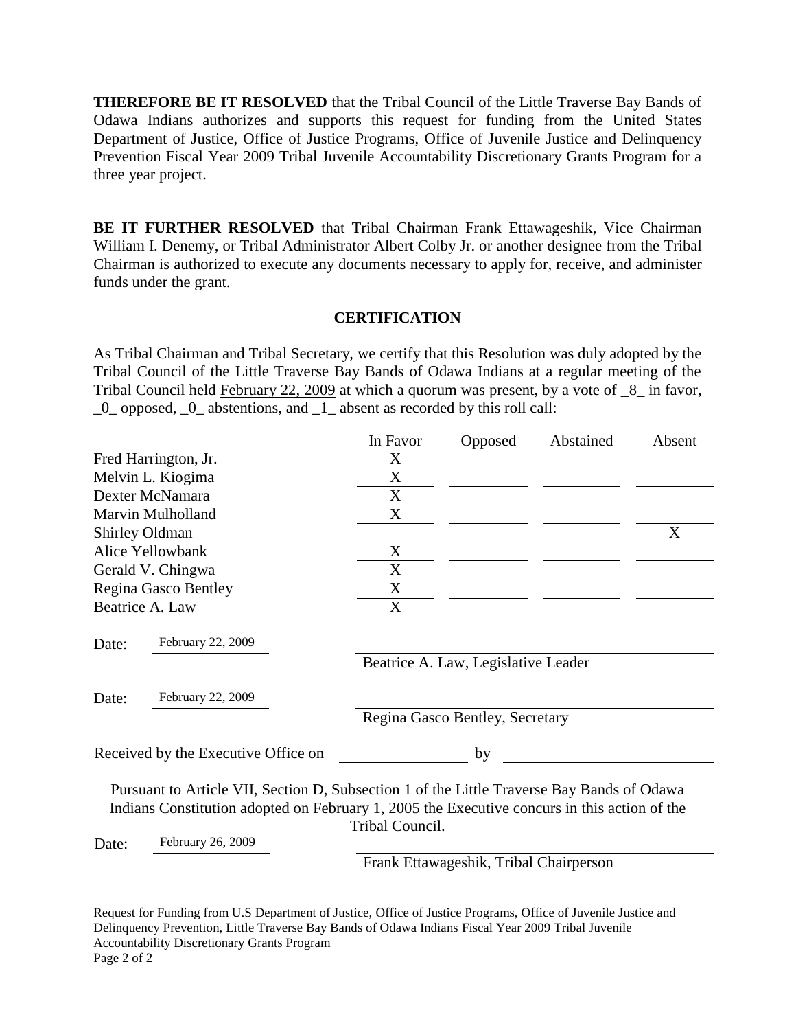**THEREFORE BE IT RESOLVED** that the Tribal Council of the Little Traverse Bay Bands of Odawa Indians authorizes and supports this request for funding from the United States Department of Justice, Office of Justice Programs, Office of Juvenile Justice and Delinquency Prevention Fiscal Year 2009 Tribal Juvenile Accountability Discretionary Grants Program for a three year project.

**BE IT FURTHER RESOLVED** that Tribal Chairman Frank Ettawageshik, Vice Chairman William I. Denemy, or Tribal Administrator Albert Colby Jr. or another designee from the Tribal Chairman is authorized to execute any documents necessary to apply for, receive, and administer funds under the grant.

## CERTIFICATION

As Tribal Chairman and Tribal Secretary, we certify that this Resolution was duly adopted by the Tribal Council of the Little Traverse Bay Bands of Odawa Indians at a regular meeting of the Tribal Council held February 22, 2009 at which a quorum was present, by a vote of _8_ in favor, _0_ opposed, _0_ abstentions, and _1_ absent as recorded by this roll call:

| | In Favor | Opposed | Abstained | Absent |
|---|---|---|---|---|
| Fred Harrington, Jr. | X | | | |
| Melvin L. Kiogima | X | | | |
| Dexter McNamara | X | | | |
| Marvin Mulholland | X | | | |
| Shirley Oldman | | | | X |
| Alice Yellowbank | X | | | |
| Gerald V. Chingwa | X | | | |
| Regina Gasco Bentley | X | | | |
| Beatrice A. Law | X | | | |

Date: February 22, 2009

Beatrice A. Law, Legislative Leader

Date: February 22, 2009

Regina Gasco Bentley, Secretary

Received by the Executive Office on ________________ by ________________________

Pursuant to Article VII, Section D, Subsection 1 of the Little Traverse Bay Bands of Odawa Indians Constitution adopted on February 1, 2005 the Executive concurs in this action of the Tribal Council.

Date: February 26, 2009

Frank Ettawageshik, Tribal Chairperson

Request for Funding from U.S Department of Justice, Office of Justice Programs, Office of Juvenile Justice and Delinquency Prevention, Little Traverse Bay Bands of Odawa Indians Fiscal Year 2009 Tribal Juvenile Accountability Discretionary Grants Program